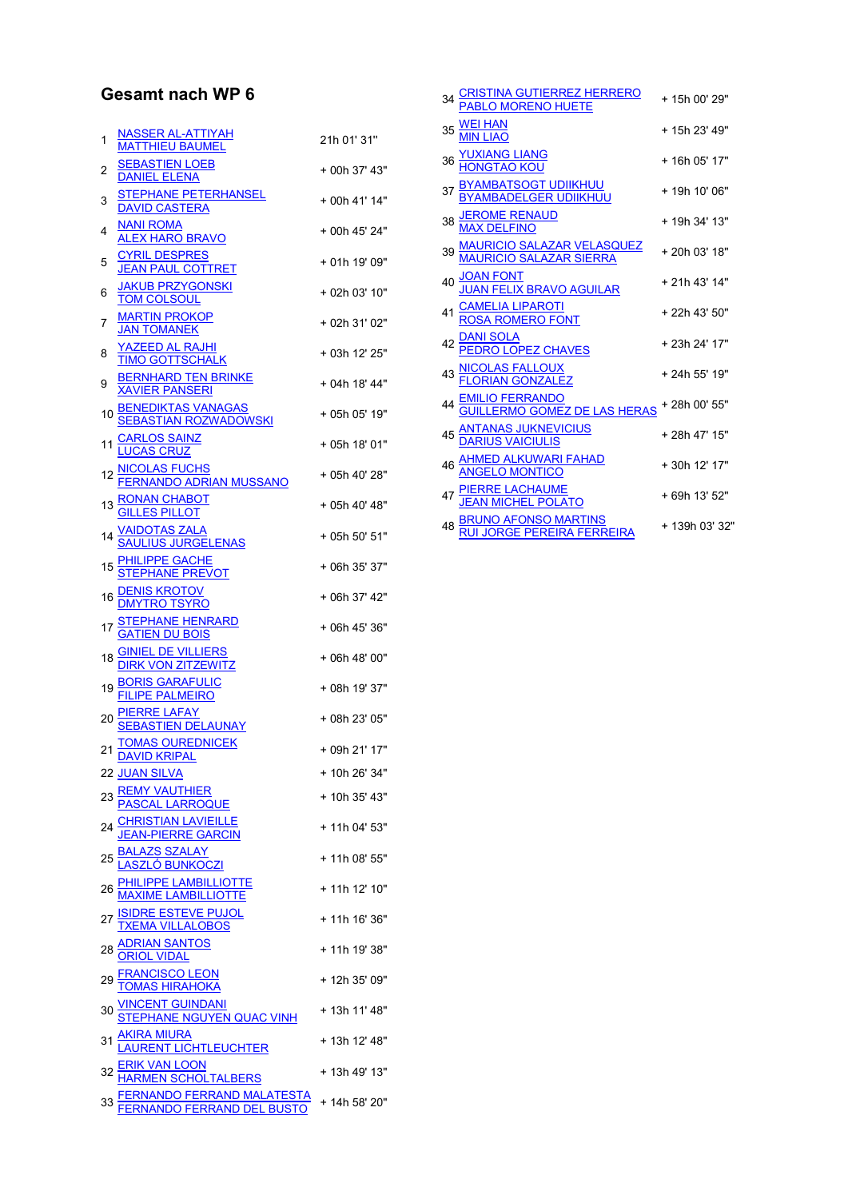## Gesamt nach WP 6

| Pos. | Team | Zeit |
|---|---|---|
| 1 | NASSER AL-ATTIYAH<br>MATTHIEU BAUMEL | 21h 01' 31" |
| 2 | SEBASTIEN LOEB<br>DANIEL ELENA | + 00h 37' 43" |
| 3 | STEPHANE PETERHANSEL<br>DAVID CASTERA | + 00h 41' 14" |
| 4 | NANI ROMA<br>ALEX HARO BRAVO | + 00h 45' 24" |
| 5 | CYRIL DESPRES<br>JEAN PAUL COTTRET | + 01h 19' 09" |
| 6 | JAKUB PRZYGONSKI<br>TOM COLSOUL | + 02h 03' 10" |
| 7 | MARTIN PROKOP<br>JAN TOMANEK | + 02h 31' 02" |
| 8 | YAZEED AL RAJHI<br>TIMO GOTTSCHALK | + 03h 12' 25" |
| 9 | BERNHARD TEN BRINKE<br>XAVIER PANSERI | + 04h 18' 44" |
| 10 | BENEDIKTAS VANAGAS<br>SEBASTIAN ROZWADOWSKI | + 05h 05' 19" |
| 11 | CARLOS SAINZ<br>LUCAS CRUZ | + 05h 18' 01" |
| 12 | NICOLAS FUCHS<br>FERNANDO ADRIAN MUSSANO | + 05h 40' 28" |
| 13 | RONAN CHABOT<br>GILLES PILLOT | + 05h 40' 48" |
| 14 | VAIDOTAS ZALA<br>SAULIUS JURGELENAS | + 05h 50' 51" |
| 15 | PHILIPPE GACHE<br>STEPHANE PREVOT | + 06h 35' 37" |
| 16 | DENIS KROTOV<br>DMYTRO TSYRO | + 06h 37' 42" |
| 17 | STEPHANE HENRARD<br>GATIEN DU BOIS | + 06h 45' 36" |
| 18 | GINIEL DE VILLIERS<br>DIRK VON ZITZEWITZ | + 06h 48' 00" |
| 19 | BORIS GARAFULIC<br>FILIPE PALMEIRO | + 08h 19' 37" |
| 20 | PIERRE LAFAY<br>SEBASTIEN DELAUNAY | + 08h 23' 05" |
| 21 | TOMAS OUREDNICEK<br>DAVID KRIPAL | + 09h 21' 17" |
| 22 | JUAN SILVA | + 10h 26' 34" |
| 23 | REMY VAUTHIER<br>PASCAL LARROQUE | + 10h 35' 43" |
| 24 | CHRISTIAN LAVIEILLE<br>JEAN-PIERRE GARCIN | + 11h 04' 53" |
| 25 | BALAZS SZALAY<br>LASZLÓ BUNKOCZI | + 11h 08' 55" |
| 26 | PHILIPPE LAMBILLIOTTE<br>MAXIME LAMBILLIOTTE | + 11h 12' 10" |
| 27 | ISIDRE ESTEVE PUJOL<br>TXEMA VILLALOBOS | + 11h 16' 36" |
| 28 | ADRIAN SANTOS<br>ORIOL VIDAL | + 11h 19' 38" |
| 29 | FRANCISCO LEON<br>TOMAS HIRAHOKA | + 12h 35' 09" |
| 30 | VINCENT GUINDANI<br>STEPHANE NGUYEN QUAC VINH | + 13h 11' 48" |
| 31 | AKIRA MIURA<br>LAURENT LICHTLEUCHTER | + 13h 12' 48" |
| 32 | ERIK VAN LOON<br>HARMEN SCHOLTALBERS | + 13h 49' 13" |
| 33 | FERNANDO FERRAND MALATESTA<br>FERNANDO FERRAND DEL BUSTO | + 14h 58' 20" |
| 34 | CRISTINA GUTIERREZ HERRERO<br>PABLO MORENO HUETE | + 15h 00' 29" |
| 35 | WEI HAN<br>MIN LIAO | + 15h 23' 49" |
| 36 | YUXIANG LIANG<br>HONGTAO KOU | + 16h 05' 17" |
| 37 | BYAMBATSOGT UDIIKHUU<br>BYAMBADELGER UDIIKHUU | + 19h 10' 06" |
| 38 | JEROME RENAUD<br>MAX DELFINO | + 19h 34' 13" |
| 39 | MAURICIO SALAZAR VELASQUEZ<br>MAURICIO SALAZAR SIERRA | + 20h 03' 18" |
| 40 | JOAN FONT<br>JUAN FELIX BRAVO AGUILAR | + 21h 43' 14" |
| 41 | CAMELIA LIPAROTI<br>ROSA ROMERO FONT | + 22h 43' 50" |
| 42 | DANI SOLA<br>PEDRO LOPEZ CHAVES | + 23h 24' 17" |
| 43 | NICOLAS FALLOUX<br>FLORIAN GONZALEZ | + 24h 55' 19" |
| 44 | EMILIO FERRANDO<br>GUILLERMO GOMEZ DE LAS HERAS | + 28h 00' 55" |
| 45 | ANTANAS JUKNEVICIUS<br>DARIUS VAICIULIS | + 28h 47' 15" |
| 46 | AHMED ALKUWARI FAHAD<br>ANGELO MONTICO | + 30h 12' 17" |
| 47 | PIERRE LACHAUME<br>JEAN MICHEL POLATO | + 69h 13' 52" |
| 48 | BRUNO AFONSO MARTINS<br>RUI JORGE PEREIRA FERREIRA | + 139h 03' 32" |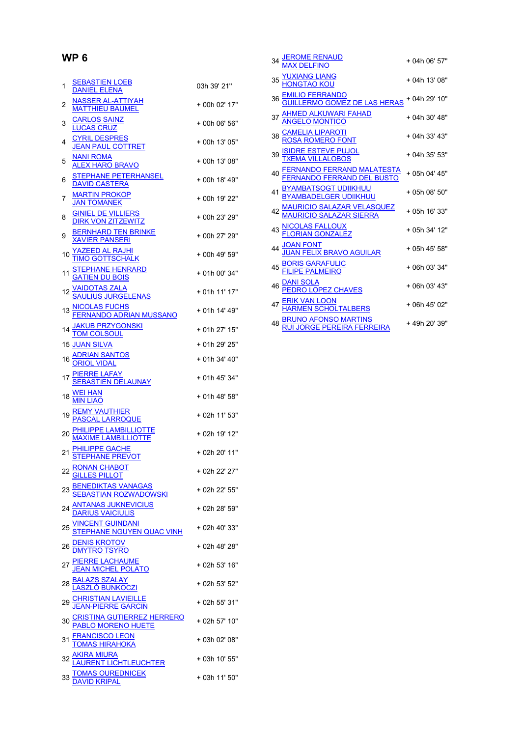## WP 6

| | | |
|---|---|---|
| 1 | SEBASTIEN LOEB<br>DANIEL ELENA | 03h 39' 21'' |
| 2 | NASSER AL-ATTIYAH<br>MATTHIEU BAUMEL | + 00h 02' 17'' |
| 3 | CARLOS SAINZ<br>LUCAS CRUZ | + 00h 06' 56'' |
| 4 | CYRIL DESPRES<br>JEAN PAUL COTTRET | + 00h 13' 05'' |
| 5 | NANI ROMA<br>ALEX HARO BRAVO | + 00h 13' 08'' |
| 6 | STEPHANE PETERHANSEL<br>DAVID CASTERA | + 00h 18' 49'' |
| 7 | MARTIN PROKOP<br>JAN TOMANEK | + 00h 19' 22'' |
| 8 | GINIEL DE VILLIERS<br>DIRK VON ZITZEWITZ | + 00h 23' 29'' |
| 9 | BERNHARD TEN BRINKE<br>XAVIER PANSERI | + 00h 27' 29'' |
| 10 | YAZEED AL RAJHI<br>TIMO GOTTSCHALK | + 00h 49' 59'' |
| 11 | STEPHANE HENRARD<br>GATIEN DU BOIS | + 01h 00' 34'' |
| 12 | VAIDOTAS ZALA<br>SAULIUS JURGELENAS | + 01h 11' 17'' |
| 13 | NICOLAS FUCHS<br>FERNANDO ADRIAN MUSSANO | + 01h 14' 49'' |
| 14 | JAKUB PRZYGONSKI<br>TOM COLSOUL | + 01h 27' 15'' |
| 15 | JUAN SILVA | + 01h 29' 25'' |
| 16 | ADRIAN SANTOS<br>ORIOL VIDAL | + 01h 34' 40'' |
| 17 | PIERRE LAFAY<br>SEBASTIEN DELAUNAY | + 01h 45' 34'' |
| 18 | WEI HAN<br>MIN LIAO | + 01h 48' 58'' |
| 19 | REMY VAUTHIER<br>PASCAL LARROQUE | + 02h 11' 53'' |
| 20 | PHILIPPE LAMBILLIOTTE<br>MAXIME LAMBILLIOTTE | + 02h 19' 12'' |
| 21 | PHILIPPE GACHE<br>STEPHANE PREVOT | + 02h 20' 11'' |
| 22 | RONAN CHABOT<br>GILLES PILLOT | + 02h 22' 27'' |
| 23 | BENEDIKTAS VANAGAS<br>SEBASTIAN ROZWADOWSKI | + 02h 22' 55'' |
| 24 | ANTANAS JUKNEVICIUS<br>DARIUS VAICIULIS | + 02h 28' 59'' |
| 25 | VINCENT GUINDANI<br>STEPHANE NGUYEN QUAC VINH | + 02h 40' 33'' |
| 26 | DENIS KROTOV<br>DMYTRO TSYRO | + 02h 48' 28'' |
| 27 | PIERRE LACHAUME<br>JEAN MICHEL POLATO | + 02h 53' 16'' |
| 28 | BALAZS SZALAY<br>LASZLO BUNKOCZI | + 02h 53' 52'' |
| 29 | CHRISTIAN LAVIEILLE<br>JEAN-PIERRE GARCIN | + 02h 55' 31'' |
| 30 | CRISTINA GUTIERREZ HERRERO<br>PABLO MORENO HUETE | + 02h 57' 10'' |
| 31 | FRANCISCO LEON<br>TOMAS HIRAHOKA | + 03h 02' 08'' |
| 32 | AKIRA MIURA<br>LAURENT LICHTLEUCHTER | + 03h 10' 55'' |
| 33 | TOMAS OUREDNICEK<br>DAVID KRIPAL | + 03h 11' 50'' |
| 34 | JEROME RENAUD<br>MAX DELFINO | + 04h 06' 57'' |
| 35 | YUXIANG LIANG<br>HONGTAO KOU | + 04h 13' 08'' |
| 36 | EMILIO FERRANDO<br>GUILLERMO GOMEZ DE LAS HERAS | + 04h 29' 10'' |
| 37 | AHMED ALKUWARI FAHAD<br>ANGELO MONTICO | + 04h 30' 48'' |
| 38 | CAMELIA LIPAROTI<br>ROSA ROMERO FONT | + 04h 33' 43'' |
| 39 | ISIDRE ESTEVE PUJOL<br>TXEMA VILLALOBOS | + 04h 35' 53'' |
| 40 | FERNANDO FERRAND MALATESTA<br>FERNANDO FERRAND DEL BUSTO | + 05h 04' 45'' |
| 41 | BYAMBATSOGT UDIIKHUU<br>BYAMBADELGER UDIIKHUU | + 05h 08' 50'' |
| 42 | MAURICIO SALAZAR VELASQUEZ<br>MAURICIO SALAZAR SIERRA | + 05h 16' 33'' |
| 43 | NICOLAS FALLOUX<br>FLORIAN GONZALEZ | + 05h 34' 12'' |
| 44 | JOAN FONT<br>JUAN FELIX BRAVO AGUILAR | + 05h 45' 58'' |
| 45 | BORIS GARAFULIC<br>FILIPE PALMEIRO | + 06h 03' 34'' |
| 46 | DANI SOLA<br>PEDRO LOPEZ CHAVES | + 06h 03' 43'' |
| 47 | ERIK VAN LOON<br>HARMEN SCHOLTALBERS | + 06h 45' 02'' |
| 48 | BRUNO AFONSO MARTINS<br>RUI JORGE PEREIRA FERREIRA | + 49h 20' 39'' |